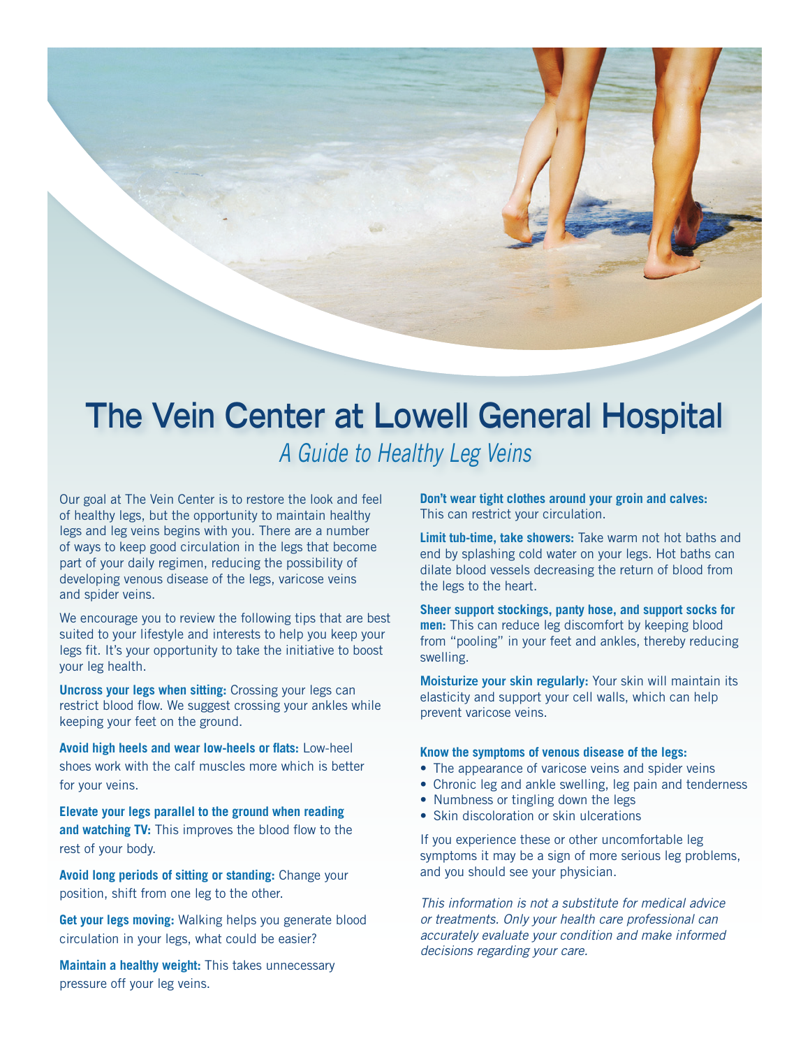# The Vein Center at Lowell General Hospital

## *A Guide to Healthy Leg Veins*

Our goal at The Vein Center is to restore the look and feel of healthy legs, but the opportunity to maintain healthy legs and leg veins begins with you. There are a number of ways to keep good circulation in the legs that become part of your daily regimen, reducing the possibility of developing venous disease of the legs, varicose veins and spider veins.

We encourage you to review the following tips that are best suited to your lifestyle and interests to help you keep your legs fit. It's your opportunity to take the initiative to boost your leg health.

**Uncross your legs when sitting:** Crossing your legs can restrict blood flow. We suggest crossing your ankles while keeping your feet on the ground.

**Avoid high heels and wear low-heels or flats:** Low-heel shoes work with the calf muscles more which is better for your veins.

**Elevate your legs parallel to the ground when reading and watching TV:** This improves the blood flow to the rest of your body.

**Avoid long periods of sitting or standing:** Change your position, shift from one leg to the other.

**Get your legs moving:** Walking helps you generate blood circulation in your legs, what could be easier?

**Maintain a healthy weight:** This takes unnecessary pressure off your leg veins.

**Don't wear tight clothes around your groin and calves:** This can restrict your circulation.

**Limit tub-time, take showers:** Take warm not hot baths and end by splashing cold water on your legs. Hot baths can dilate blood vessels decreasing the return of blood from the legs to the heart.

**Sheer support stockings, panty hose, and support socks for men:** This can reduce leg discomfort by keeping blood from "pooling" in your feet and ankles, thereby reducing swelling.

**Moisturize your skin regularly:** Your skin will maintain its elasticity and support your cell walls, which can help prevent varicose veins.

**Know the symptoms of venous disease of the legs:**

- The appearance of varicose veins and spider veins
- Chronic leg and ankle swelling, leg pain and tenderness
- Numbness or tingling down the legs
- Skin discoloration or skin ulcerations

If you experience these or other uncomfortable leg symptoms it may be a sign of more serious leg problems, and you should see your physician.

*This information is not a substitute for medical advice or treatments. Only your health care professional can accurately evaluate your condition and make informed decisions regarding your care.*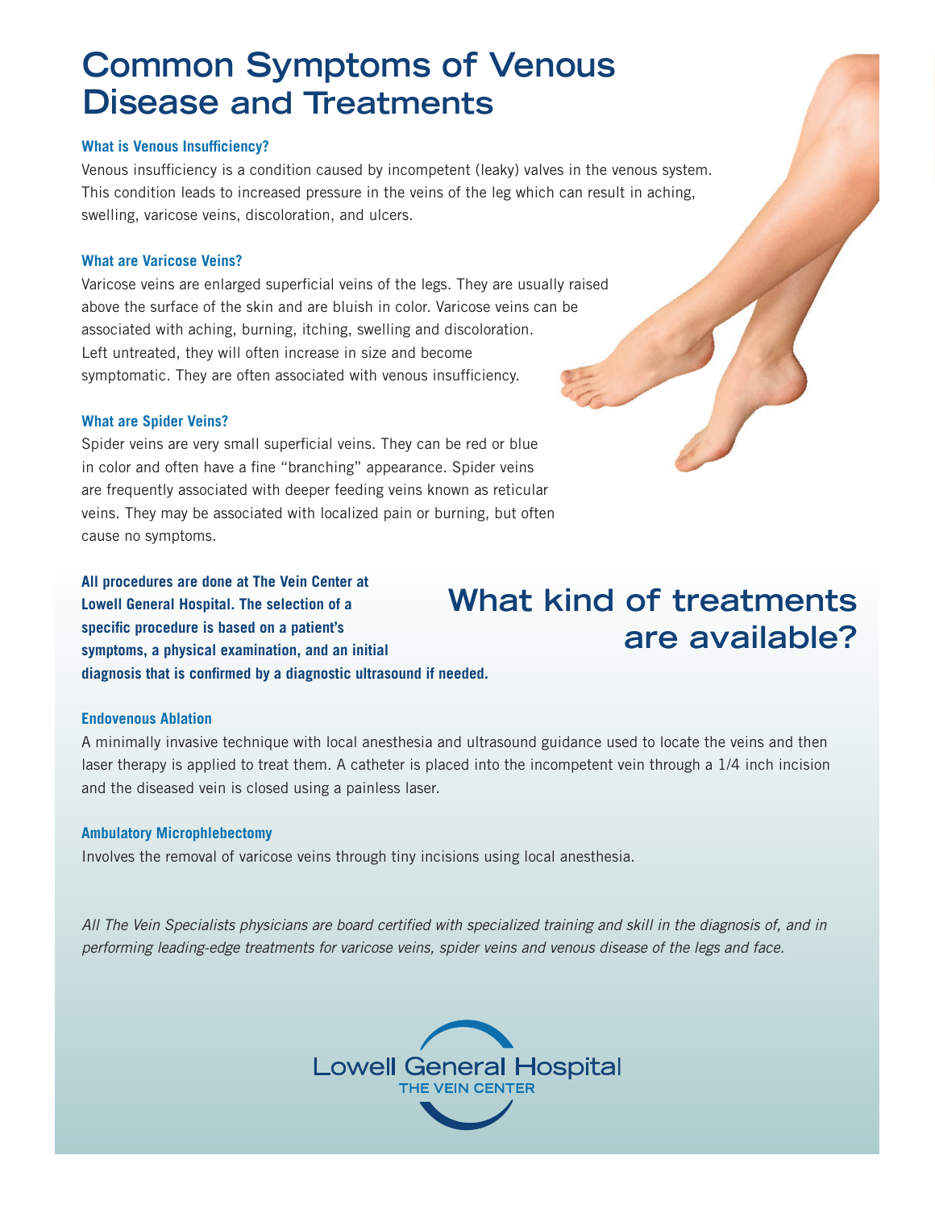# Common Symptoms of Venous Disease and Treatments

### What is Venous Insufficiency?

Venous insufficiency is a condition caused by incompetent (leaky) valves in the venous system. This condition leads to increased pressure in the veins of the leg which can result in aching, swelling, varicose veins, discoloration, and ulcers.

### What are Varicose Veins?

Varicose veins are enlarged superficial veins of the legs. They are usually raised above the surface of the skin and are bluish in color. Varicose veins can be associated with aching, burning, itching, swelling and discoloration. Left untreated, they will often increase in size and become symptomatic. They are often associated with venous insufficiency.

### What are Spider Veins?

Spider veins are very small superficial veins. They can be red or blue in color and often have a fine "branching" appearance. Spider veins are frequently associated with deeper feeding veins known as reticular veins. They may be associated with localized pain or burning, but often cause no symptoms.

## What kind of treatments are available?

**All procedures are done at The Vein Center at Lowell General Hospital. The selection of a specific procedure is based on a patient's symptoms, a physical examination, and an initial diagnosis that is confirmed by a diagnostic ultrasound if needed.**

### Endovenous Ablation

A minimally invasive technique with local anesthesia and ultrasound guidance used to locate the veins and then laser therapy is applied to treat them. A catheter is placed into the incompetent vein through a 1/4 inch incision and the diseased vein is closed using a painless laser.

### Ambulatory Microphlebectomy

Involves the removal of varicose veins through tiny incisions using local anesthesia.

*All The Vein Specialists physicians are board certified with specialized training and skill in the diagnosis of, and in performing leading-edge treatments for varicose veins, spider veins and venous disease of the legs and face.*

Lowell General Hospital
THE VEIN CENTER